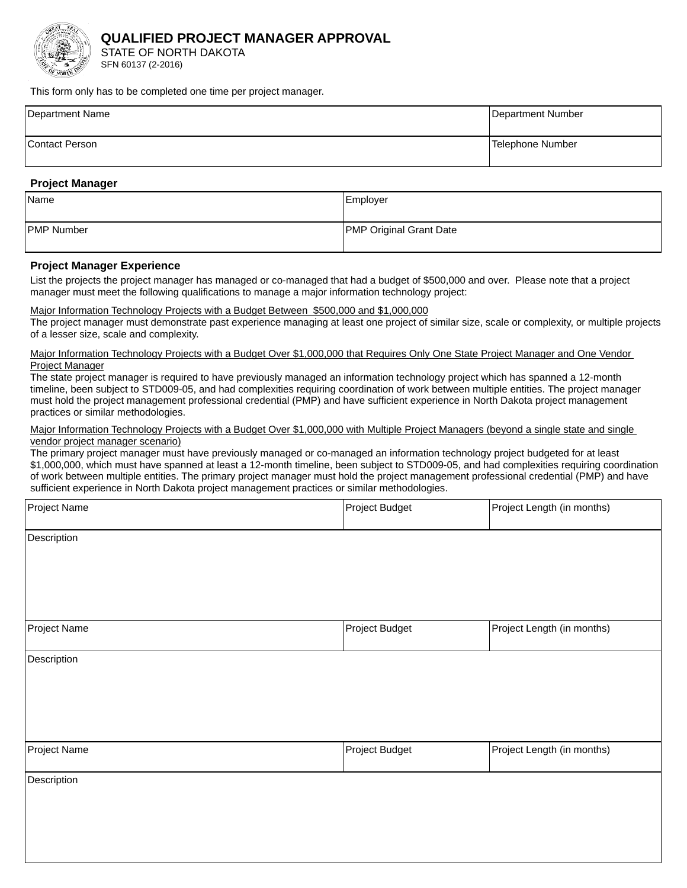# QUALIFIED PROJECT MANAGER APPROVAL

STATE OF NORTH DAKOTA
SFN 60137 (2-2016)

This form only has to be completed one time per project manager.

| Department Name | Department Number |
|---|---|
| Contact Person | Telephone Number |

### Project Manager

| Name | Employer |
|---|---|
| PMP Number | PMP Original Grant Date |

### Project Manager Experience

List the projects the project manager has managed or co-managed that had a budget of $500,000 and over. Please note that a project manager must meet the following qualifications to manage a major information technology project:

Major Information Technology Projects with a Budget Between $500,000 and $1,000,000
The project manager must demonstrate past experience managing at least one project of similar size, scale or complexity, or multiple projects of a lesser size, scale and complexity.

Major Information Technology Projects with a Budget Over $1,000,000 that Requires Only One State Project Manager and One Vendor Project Manager
The state project manager is required to have previously managed an information technology project which has spanned a 12-month timeline, been subject to STD009-05, and had complexities requiring coordination of work between multiple entities. The project manager must hold the project management professional credential (PMP) and have sufficient experience in North Dakota project management practices or similar methodologies.

Major Information Technology Projects with a Budget Over $1,000,000 with Multiple Project Managers (beyond a single state and single vendor project manager scenario)
The primary project manager must have previously managed or co-managed an information technology project budgeted for at least $1,000,000, which must have spanned at least a 12-month timeline, been subject to STD009-05, and had complexities requiring coordination of work between multiple entities. The primary project manager must hold the project management professional credential (PMP) and have sufficient experience in North Dakota project management practices or similar methodologies.

| Project Name | Project Budget | Project Length (in months) |
|---|---|---|
| Description | | |
| Project Name | Project Budget | Project Length (in months) |
| Description | | |
| Project Name | Project Budget | Project Length (in months) |
| Description | | |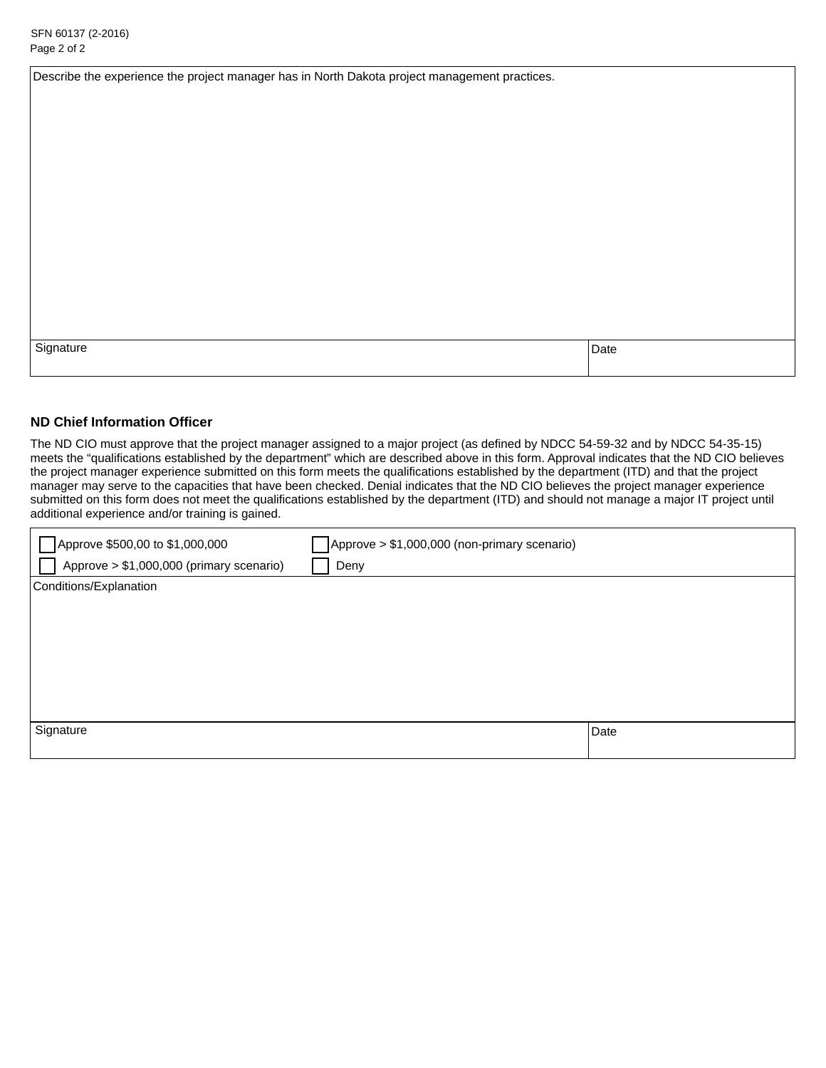Describe the experience the project manager has in North Dakota project management practices.

| Signature | Date |
|---|---|
| | |

## ND Chief Information Officer

The ND CIO must approve that the project manager assigned to a major project (as defined by NDCC 54-59-32 and by NDCC 54-35-15) meets the "qualifications established by the department" which are described above in this form. Approval indicates that the ND CIO believes the project manager experience submitted on this form meets the qualifications established by the department (ITD) and that the project manager may serve to the capacities that have been checked. Denial indicates that the ND CIO believes the project manager experience submitted on this form does not meet the qualifications established by the department (ITD) and should not manage a major IT project until additional experience and/or training is gained.

- ☐ Approve $500,00 to $1,000,000
- ☐ Approve > $1,000,000 (non-primary scenario)
- ☐ Approve > $1,000,000 (primary scenario)
- ☐ Deny

Conditions/Explanation

| Signature | Date |
|---|---|
| | |